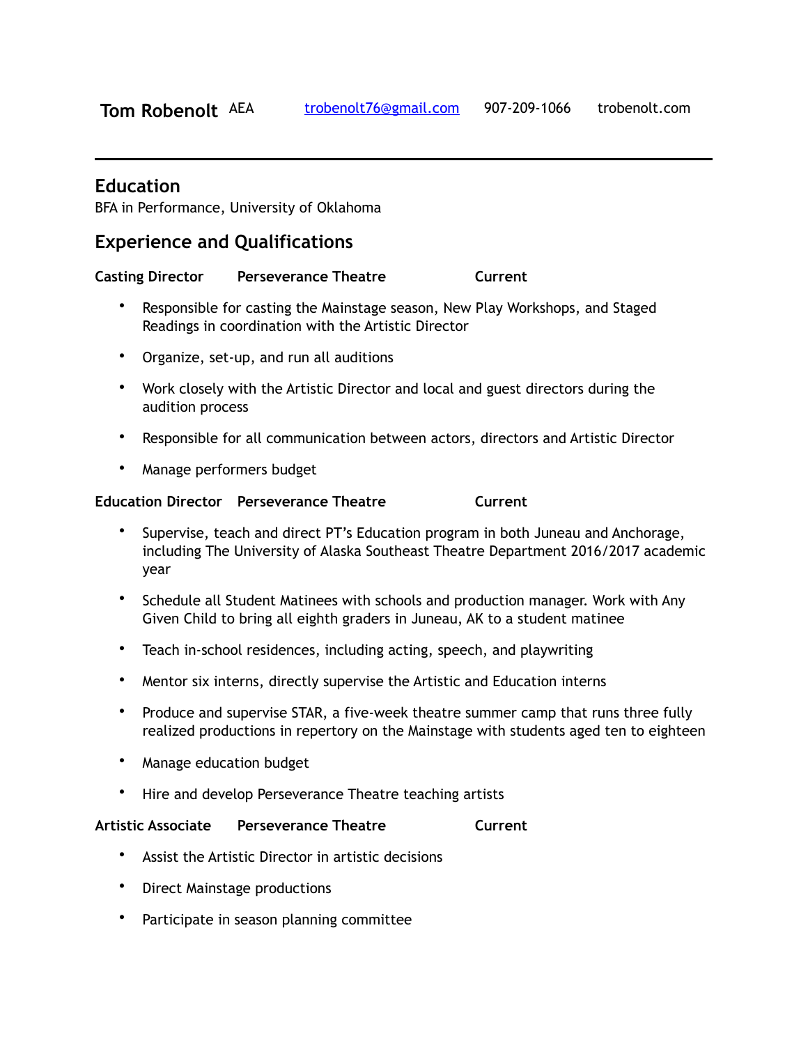**Tom Robenolt** AEA    trobenolt76@gmail.com    907-209-1066    trobenolt.com

---

## Education

BFA in Performance, University of Oklahoma

## Experience and Qualifications

**Casting Director    Perseverance Theatre    Current**

- Responsible for casting the Mainstage season, New Play Workshops, and Staged Readings in coordination with the Artistic Director
- Organize, set-up, and run all auditions
- Work closely with the Artistic Director and local and guest directors during the audition process
- Responsible for all communication between actors, directors and Artistic Director
- Manage performers budget

**Education Director    Perseverance Theatre    Current**

- Supervise, teach and direct PT's Education program in both Juneau and Anchorage, including The University of Alaska Southeast Theatre Department 2016/2017 academic year
- Schedule all Student Matinees with schools and production manager. Work with Any Given Child to bring all eighth graders in Juneau, AK to a student matinee
- Teach in-school residences, including acting, speech, and playwriting
- Mentor six interns, directly supervise the Artistic and Education interns
- Produce and supervise STAR, a five-week theatre summer camp that runs three fully realized productions in repertory on the Mainstage with students aged ten to eighteen
- Manage education budget
- Hire and develop Perseverance Theatre teaching artists

**Artistic Associate    Perseverance Theatre    Current**

- Assist the Artistic Director in artistic decisions
- Direct Mainstage productions
- Participate in season planning committee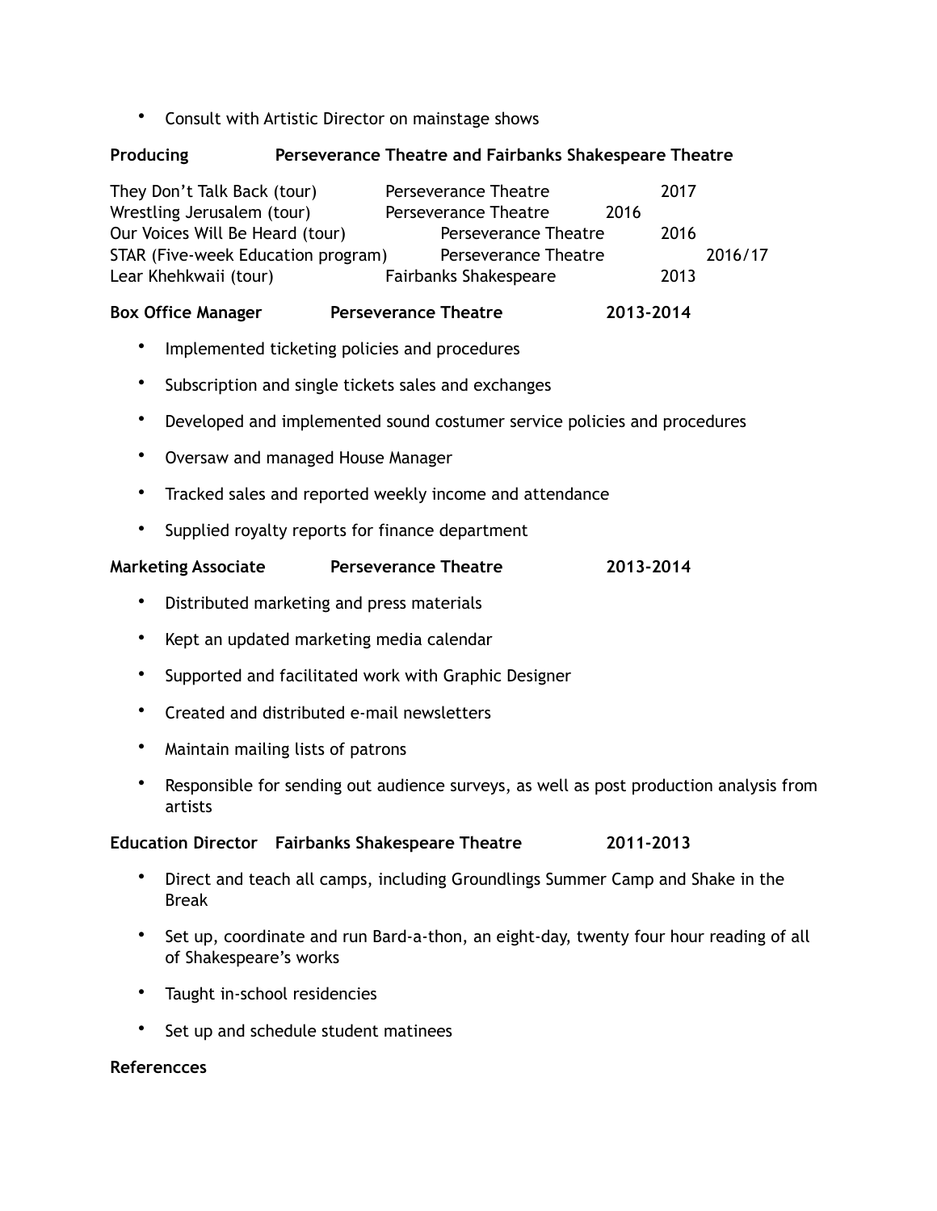- Consult with Artistic Director on mainstage shows

**Producing** **Perseverance Theatre and Fairbanks Shakespeare Theatre**

| | | |
|---|---|---|
| They Don't Talk Back (tour) | Perseverance Theatre | 2017 |
| Wrestling Jerusalem (tour) | Perseverance Theatre | 2016 |
| Our Voices Will Be Heard (tour) | Perseverance Theatre | 2016 |
| STAR (Five-week Education program) | Perseverance Theatre | 2016/17 |
| Lear Khehkwaii (tour) | Fairbanks Shakespeare | 2013 |

**Box Office Manager** **Perseverance Theatre** **2013-2014**

- Implemented ticketing policies and procedures
- Subscription and single tickets sales and exchanges
- Developed and implemented sound costumer service policies and procedures
- Oversaw and managed House Manager
- Tracked sales and reported weekly income and attendance
- Supplied royalty reports for finance department

**Marketing Associate** **Perseverance Theatre** **2013-2014**

- Distributed marketing and press materials
- Kept an updated marketing media calendar
- Supported and facilitated work with Graphic Designer
- Created and distributed e-mail newsletters
- Maintain mailing lists of patrons
- Responsible for sending out audience surveys, as well as post production analysis from artists

**Education Director** **Fairbanks Shakespeare Theatre** **2011-2013**

- Direct and teach all camps, including Groundlings Summer Camp and Shake in the Break
- Set up, coordinate and run Bard-a-thon, an eight-day, twenty four hour reading of all of Shakespeare's works
- Taught in-school residencies
- Set up and schedule student matinees

**Referencces**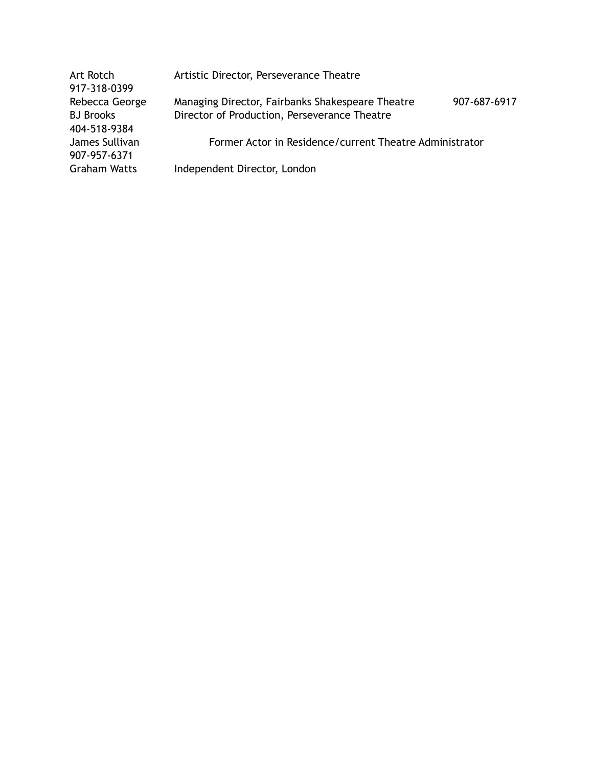Art Rotch Artistic Director, Perseverance Theatre
917-318-0399
Rebecca George Managing Director, Fairbanks Shakespeare Theatre 907-687-6917
BJ Brooks Director of Production, Perseverance Theatre
404-518-9384
James Sullivan Former Actor in Residence/current Theatre Administrator
907-957-6371
Graham Watts Independent Director, London